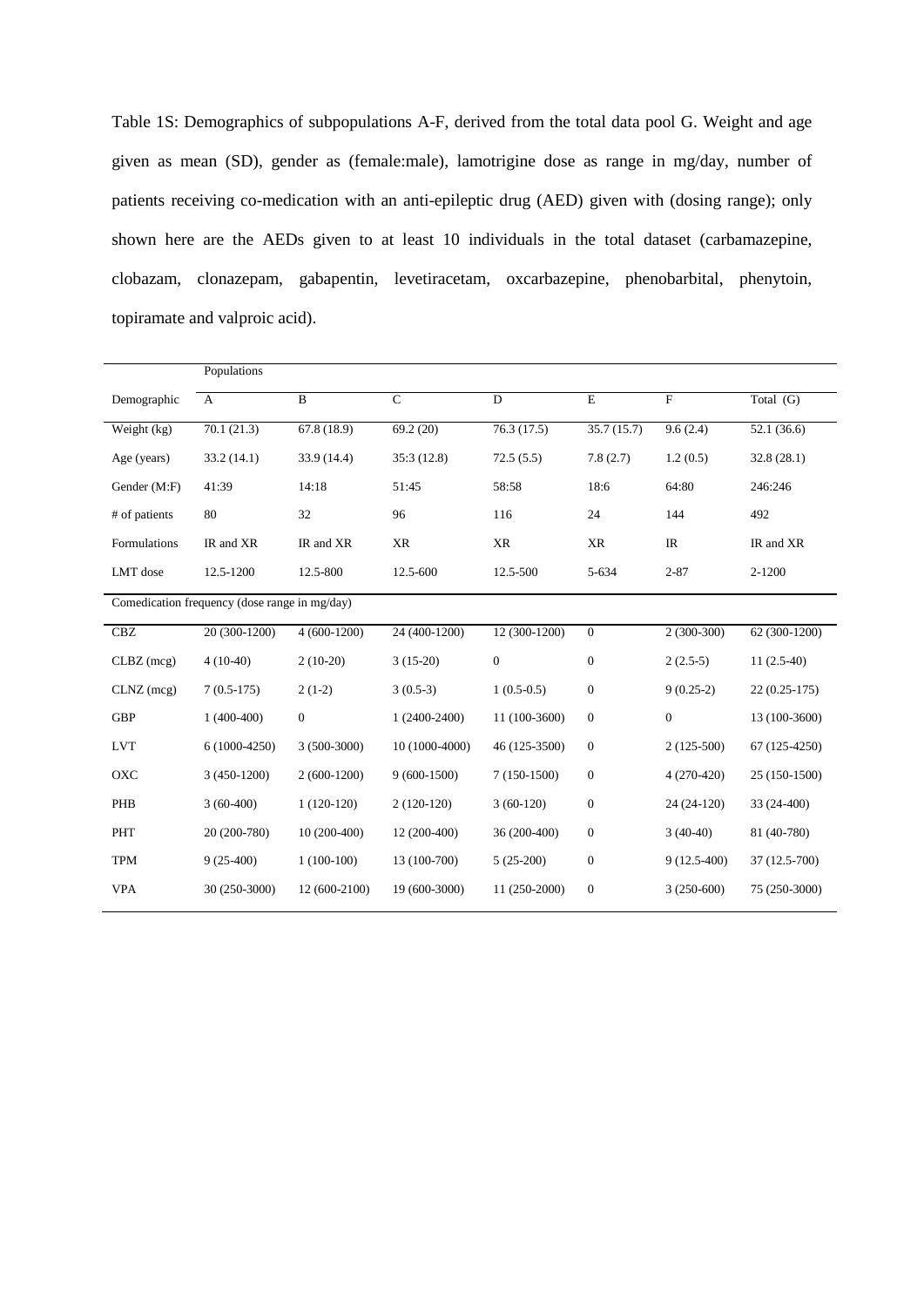Table 1S: Demographics of subpopulations A-F, derived from the total data pool G. Weight and age given as mean (SD), gender as (female:male), lamotrigine dose as range in mg/day, number of patients receiving co-medication with an anti-epileptic drug (AED) given with (dosing range); only shown here are the AEDs given to at least 10 individuals in the total dataset (carbamazepine, clobazam, clonazepam, gabapentin, levetiracetam, oxcarbazepine, phenobarbital, phenytoin, topiramate and valproic acid).

| | Populations | | | | | | |
|---|---|---|---|---|---|---|---|
| Demographic | A | B | C | D | E | F | Total (G) |
| Weight (kg) | 70.1 (21.3) | 67.8 (18.9) | 69.2 (20) | 76.3 (17.5) | 35.7 (15.7) | 9.6 (2.4) | 52.1 (36.6) |
| Age (years) | 33.2 (14.1) | 33.9 (14.4) | 35:3 (12.8) | 72.5 (5.5) | 7.8 (2.7) | 1.2 (0.5) | 32.8 (28.1) |
| Gender (M:F) | 41:39 | 14:18 | 51:45 | 58:58 | 18:6 | 64:80 | 246:246 |
| # of patients | 80 | 32 | 96 | 116 | 24 | 144 | 492 |
| Formulations | IR and XR | IR and XR | XR | XR | XR | IR | IR and XR |
| LMT dose | 12.5-1200 | 12.5-800 | 12.5-600 | 12.5-500 | 5-634 | 2-87 | 2-1200 |
| Comedication frequency (dose range in mg/day) | | | | | | | |
| CBZ | 20 (300-1200) | 4 (600-1200) | 24 (400-1200) | 12 (300-1200) | 0 | 2 (300-300) | 62 (300-1200) |
| CLBZ (mcg) | 4 (10-40) | 2 (10-20) | 3 (15-20) | 0 | 0 | 2 (2.5-5) | 11 (2.5-40) |
| CLNZ (mcg) | 7 (0.5-175) | 2 (1-2) | 3 (0.5-3) | 1 (0.5-0.5) | 0 | 9 (0.25-2) | 22 (0.25-175) |
| GBP | 1 (400-400) | 0 | 1 (2400-2400) | 11 (100-3600) | 0 | 0 | 13 (100-3600) |
| LVT | 6 (1000-4250) | 3 (500-3000) | 10 (1000-4000) | 46 (125-3500) | 0 | 2 (125-500) | 67 (125-4250) |
| OXC | 3 (450-1200) | 2 (600-1200) | 9 (600-1500) | 7 (150-1500) | 0 | 4 (270-420) | 25 (150-1500) |
| PHB | 3 (60-400) | 1 (120-120) | 2 (120-120) | 3 (60-120) | 0 | 24 (24-120) | 33 (24-400) |
| PHT | 20 (200-780) | 10 (200-400) | 12 (200-400) | 36 (200-400) | 0 | 3 (40-40) | 81 (40-780) |
| TPM | 9 (25-400) | 1 (100-100) | 13 (100-700) | 5 (25-200) | 0 | 9 (12.5-400) | 37 (12.5-700) |
| VPA | 30 (250-3000) | 12 (600-2100) | 19 (600-3000) | 11 (250-2000) | 0 | 3 (250-600) | 75 (250-3000) |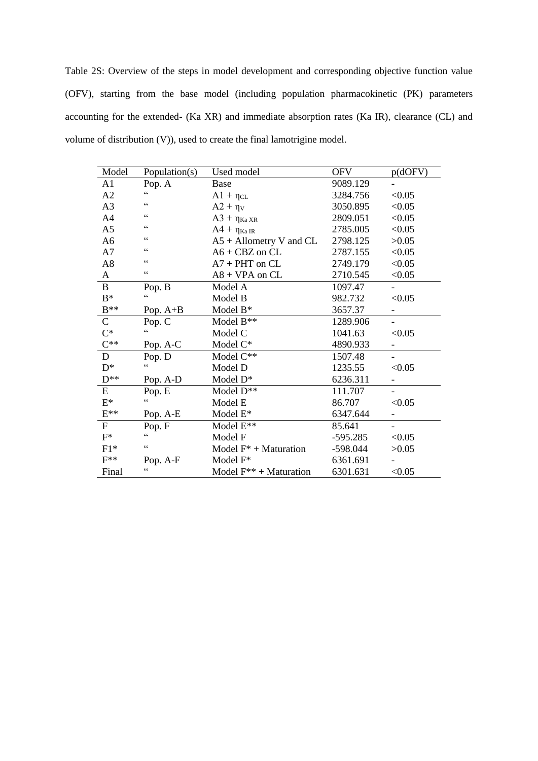Table 2S: Overview of the steps in model development and corresponding objective function value (OFV), starting from the base model (including population pharmacokinetic (PK) parameters accounting for the extended- (Ka XR) and immediate absorption rates (Ka IR), clearance (CL) and volume of distribution (V)), used to create the final lamotrigine model.

| Model | Population(s) | Used model | OFV | p(dOFV) |
|---|---|---|---|---|
| A1 | Pop. A | Base | 9089.129 | - |
| A2 | " | A1 + $\eta_{CL}$ | 3284.756 | <0.05 |
| A3 | " | A2 + $\eta_{V}$ | 3050.895 | <0.05 |
| A4 | " | A3 + $\eta_{Ka\ XR}$ | 2809.051 | <0.05 |
| A5 | " | A4 + $\eta_{Ka\ IR}$ | 2785.005 | <0.05 |
| A6 | " | A5 + Allometry V and CL | 2798.125 | >0.05 |
| A7 | " | A6 + CBZ on CL | 2787.155 | <0.05 |
| A8 | " | A7 + PHT on CL | 2749.179 | <0.05 |
| A | " | A8 + VPA on CL | 2710.545 | <0.05 |
| B | Pop. B | Model A | 1097.47 | - |
| B* | " | Model B | 982.732 | <0.05 |
| B** | Pop. A+B | Model B* | 3657.37 | - |
| C | Pop. C | Model B** | 1289.906 | - |
| C* | " | Model C | 1041.63 | <0.05 |
| C** | Pop. A-C | Model C* | 4890.933 | - |
| D | Pop. D | Model C** | 1507.48 | - |
| D* | " | Model D | 1235.55 | <0.05 |
| D** | Pop. A-D | Model D* | 6236.311 | - |
| E | Pop. E | Model D** | 111.707 | - |
| E* | " | Model E | 86.707 | <0.05 |
| E** | Pop. A-E | Model E* | 6347.644 | - |
| F | Pop. F | Model E** | 85.641 | - |
| F* | " | Model F | -595.285 | <0.05 |
| F1* | " | Model F* + Maturation | -598.044 | >0.05 |
| F** | Pop. A-F | Model F* | 6361.691 | - |
| Final | " | Model F** + Maturation | 6301.631 | <0.05 |